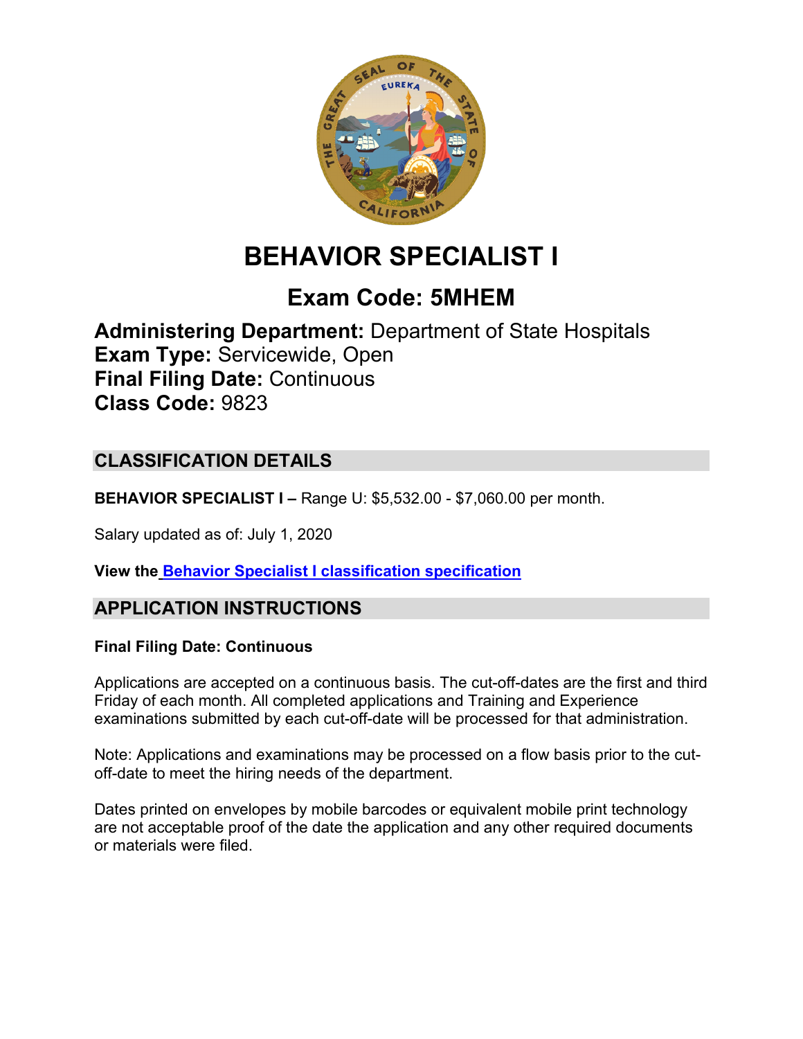# BEHAVIOR SPECIALIST I

## Exam Code: 5MHEM

**Administering Department:** Department of State Hospitals
**Exam Type:** Servicewide, Open
**Final Filing Date:** Continuous
**Class Code:** 9823

## CLASSIFICATION DETAILS

**BEHAVIOR SPECIALIST I –** Range U: $5,532.00 - $7,060.00 per month.

Salary updated as of: July 1, 2020

**View the [Behavior Specialist I classification specification]()**

## APPLICATION INSTRUCTIONS

**Final Filing Date: Continuous**

Applications are accepted on a continuous basis. The cut-off-dates are the first and third Friday of each month. All completed applications and Training and Experience examinations submitted by each cut-off-date will be processed for that administration.

Note: Applications and examinations may be processed on a flow basis prior to the cut-off-date to meet the hiring needs of the department.

Dates printed on envelopes by mobile barcodes or equivalent mobile print technology are not acceptable proof of the date the application and any other required documents or materials were filed.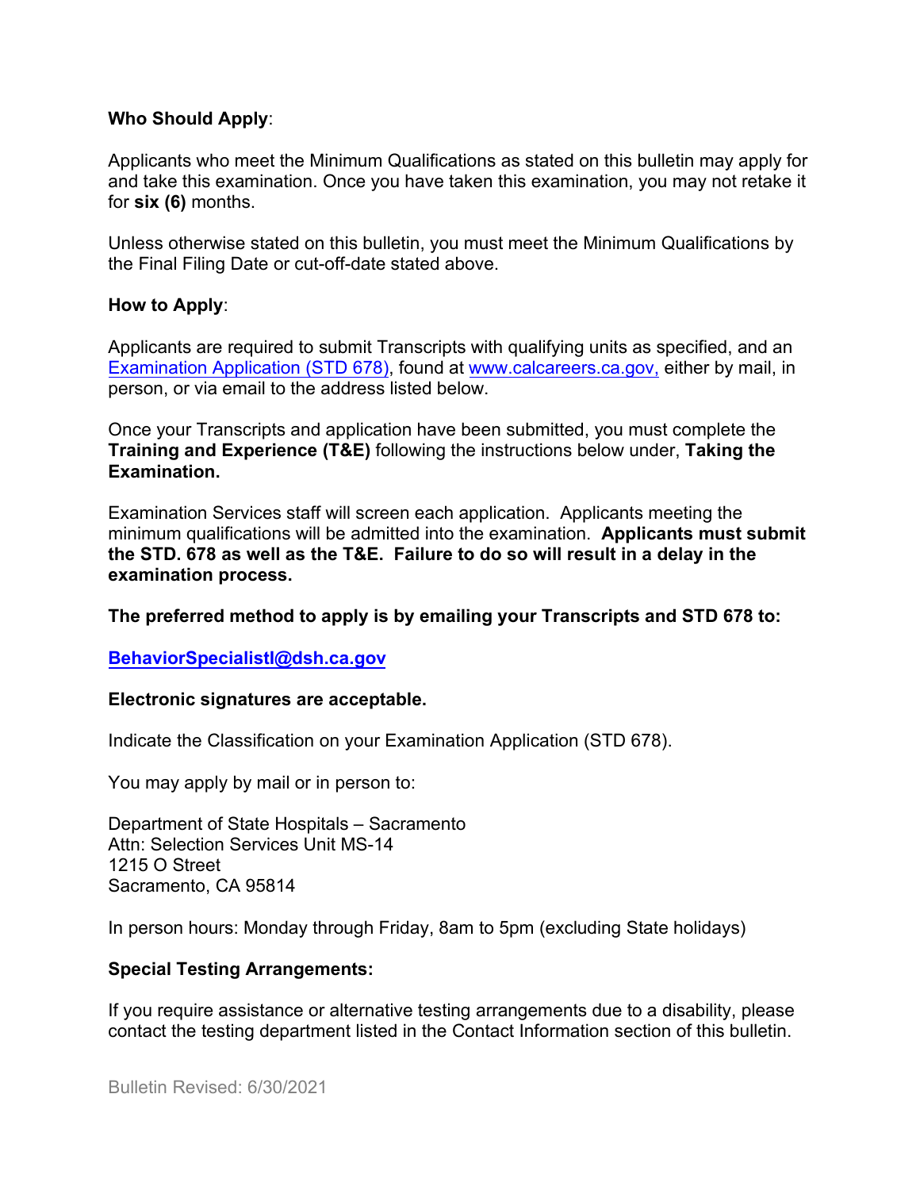**Who Should Apply**:

Applicants who meet the Minimum Qualifications as stated on this bulletin may apply for and take this examination. Once you have taken this examination, you may not retake it for **six (6)** months.

Unless otherwise stated on this bulletin, you must meet the Minimum Qualifications by the Final Filing Date or cut-off-date stated above.

**How to Apply**:

Applicants are required to submit Transcripts with qualifying units as specified, and an [Examination Application (STD 678)](), found at [www.calcareers.ca.gov,]() either by mail, in person, or via email to the address listed below.

Once your Transcripts and application have been submitted, you must complete the **Training and Experience (T&E)** following the instructions below under, **Taking the Examination.**

Examination Services staff will screen each application. Applicants meeting the minimum qualifications will be admitted into the examination. **Applicants must submit the STD. 678 as well as the T&E. Failure to do so will result in a delay in the examination process.**

**The preferred method to apply is by emailing your Transcripts and STD 678 to:**

**BehaviorSpecialistI@dsh.ca.gov**

**Electronic signatures are acceptable.**

Indicate the Classification on your Examination Application (STD 678).

You may apply by mail or in person to:

Department of State Hospitals – Sacramento
Attn: Selection Services Unit MS-14
1215 O Street
Sacramento, CA 95814

In person hours: Monday through Friday, 8am to 5pm (excluding State holidays)

**Special Testing Arrangements:**

If you require assistance or alternative testing arrangements due to a disability, please contact the testing department listed in the Contact Information section of this bulletin.

Bulletin Revised: 6/30/2021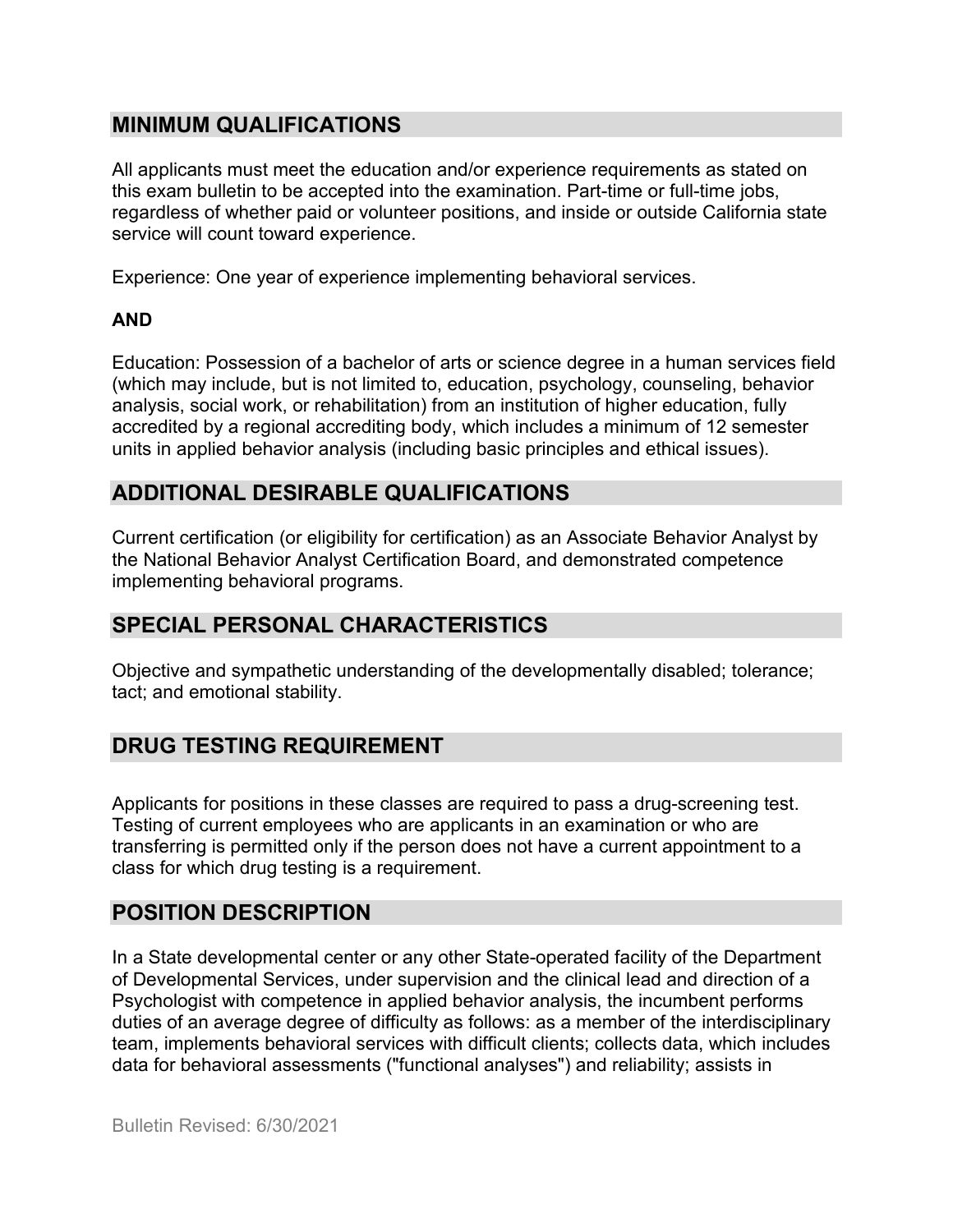## MINIMUM QUALIFICATIONS

All applicants must meet the education and/or experience requirements as stated on this exam bulletin to be accepted into the examination. Part-time or full-time jobs, regardless of whether paid or volunteer positions, and inside or outside California state service will count toward experience.

Experience: One year of experience implementing behavioral services.

**AND**

Education: Possession of a bachelor of arts or science degree in a human services field (which may include, but is not limited to, education, psychology, counseling, behavior analysis, social work, or rehabilitation) from an institution of higher education, fully accredited by a regional accrediting body, which includes a minimum of 12 semester units in applied behavior analysis (including basic principles and ethical issues).

## ADDITIONAL DESIRABLE QUALIFICATIONS

Current certification (or eligibility for certification) as an Associate Behavior Analyst by the National Behavior Analyst Certification Board, and demonstrated competence implementing behavioral programs.

## SPECIAL PERSONAL CHARACTERISTICS

Objective and sympathetic understanding of the developmentally disabled; tolerance; tact; and emotional stability.

## DRUG TESTING REQUIREMENT

Applicants for positions in these classes are required to pass a drug-screening test. Testing of current employees who are applicants in an examination or who are transferring is permitted only if the person does not have a current appointment to a class for which drug testing is a requirement.

## POSITION DESCRIPTION

In a State developmental center or any other State-operated facility of the Department of Developmental Services, under supervision and the clinical lead and direction of a Psychologist with competence in applied behavior analysis, the incumbent performs duties of an average degree of difficulty as follows: as a member of the interdisciplinary team, implements behavioral services with difficult clients; collects data, which includes data for behavioral assessments ("functional analyses") and reliability; assists in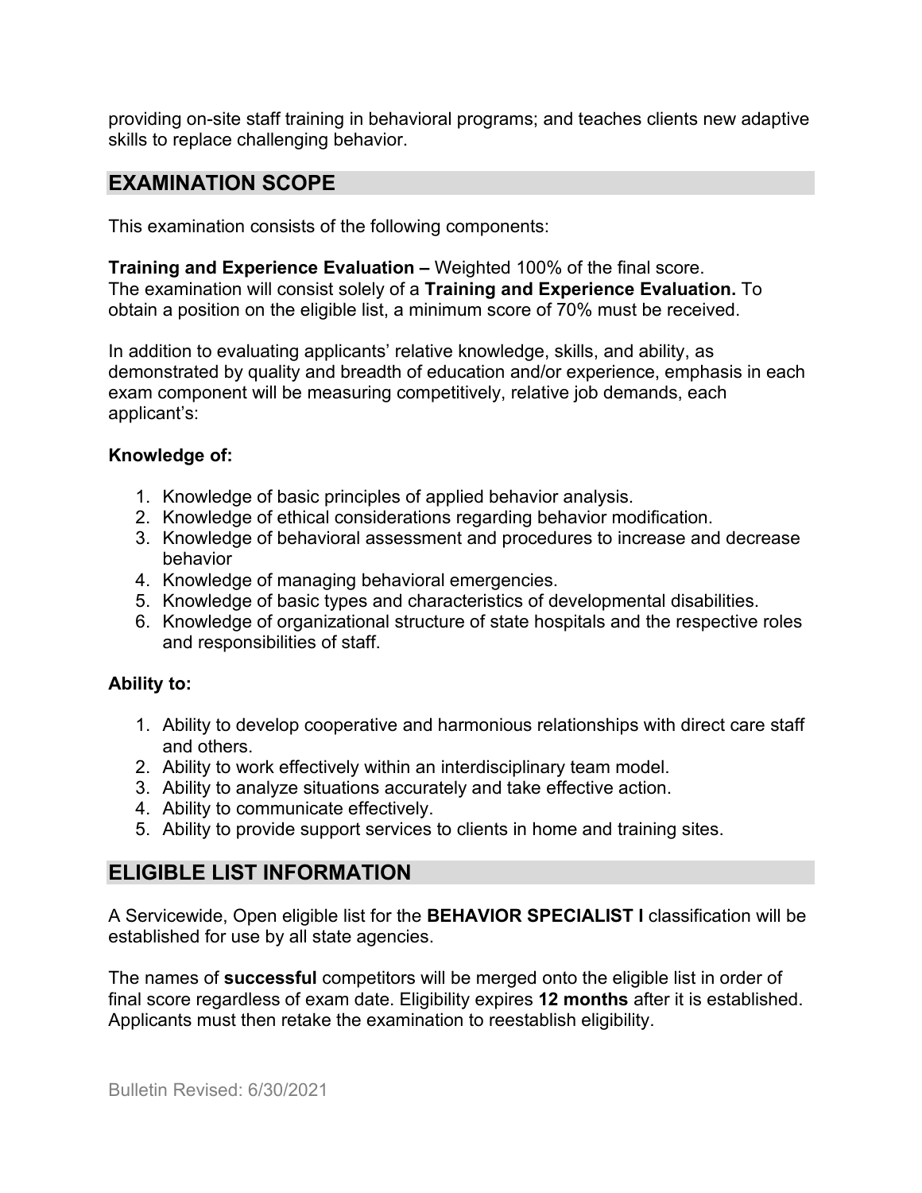providing on-site staff training in behavioral programs; and teaches clients new adaptive skills to replace challenging behavior.

## EXAMINATION SCOPE

This examination consists of the following components:

**Training and Experience Evaluation –** Weighted 100% of the final score.
The examination will consist solely of a **Training and Experience Evaluation.** To obtain a position on the eligible list, a minimum score of 70% must be received.

In addition to evaluating applicants' relative knowledge, skills, and ability, as demonstrated by quality and breadth of education and/or experience, emphasis in each exam component will be measuring competitively, relative job demands, each applicant's:

**Knowledge of:**

1. Knowledge of basic principles of applied behavior analysis.
2. Knowledge of ethical considerations regarding behavior modification.
3. Knowledge of behavioral assessment and procedures to increase and decrease behavior
4. Knowledge of managing behavioral emergencies.
5. Knowledge of basic types and characteristics of developmental disabilities.
6. Knowledge of organizational structure of state hospitals and the respective roles and responsibilities of staff.

**Ability to:**

1. Ability to develop cooperative and harmonious relationships with direct care staff and others.
2. Ability to work effectively within an interdisciplinary team model.
3. Ability to analyze situations accurately and take effective action.
4. Ability to communicate effectively.
5. Ability to provide support services to clients in home and training sites.

## ELIGIBLE LIST INFORMATION

A Servicewide, Open eligible list for the **BEHAVIOR SPECIALIST I** classification will be established for use by all state agencies.

The names of **successful** competitors will be merged onto the eligible list in order of final score regardless of exam date. Eligibility expires **12 months** after it is established. Applicants must then retake the examination to reestablish eligibility.

Bulletin Revised: 6/30/2021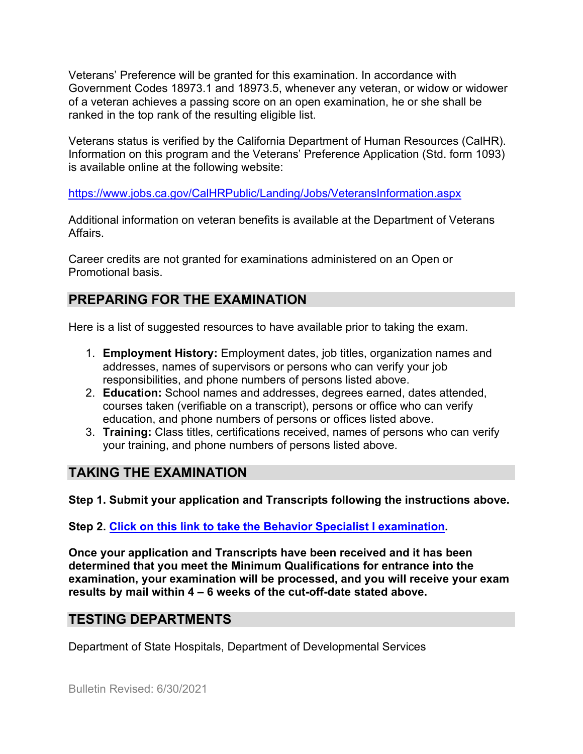Veterans' Preference will be granted for this examination. In accordance with Government Codes 18973.1 and 18973.5, whenever any veteran, or widow or widower of a veteran achieves a passing score on an open examination, he or she shall be ranked in the top rank of the resulting eligible list.

Veterans status is verified by the California Department of Human Resources (CalHR). Information on this program and the Veterans' Preference Application (Std. form 1093) is available online at the following website:

https://www.jobs.ca.gov/CalHRPublic/Landing/Jobs/VeteransInformation.aspx

Additional information on veteran benefits is available at the Department of Veterans Affairs.

Career credits are not granted for examinations administered on an Open or Promotional basis.

## PREPARING FOR THE EXAMINATION

Here is a list of suggested resources to have available prior to taking the exam.

1. **Employment History:** Employment dates, job titles, organization names and addresses, names of supervisors or persons who can verify your job responsibilities, and phone numbers of persons listed above.
2. **Education:** School names and addresses, degrees earned, dates attended, courses taken (verifiable on a transcript), persons or office who can verify education, and phone numbers of persons or offices listed above.
3. **Training:** Class titles, certifications received, names of persons who can verify your training, and phone numbers of persons listed above.

## TAKING THE EXAMINATION

**Step 1. Submit your application and Transcripts following the instructions above.**

**Step 2. Click on this link to take the Behavior Specialist I examination.**

**Once your application and Transcripts have been received and it has been determined that you meet the Minimum Qualifications for entrance into the examination, your examination will be processed, and you will receive your exam results by mail within 4 – 6 weeks of the cut-off-date stated above.**

## TESTING DEPARTMENTS

Department of State Hospitals, Department of Developmental Services

Bulletin Revised: 6/30/2021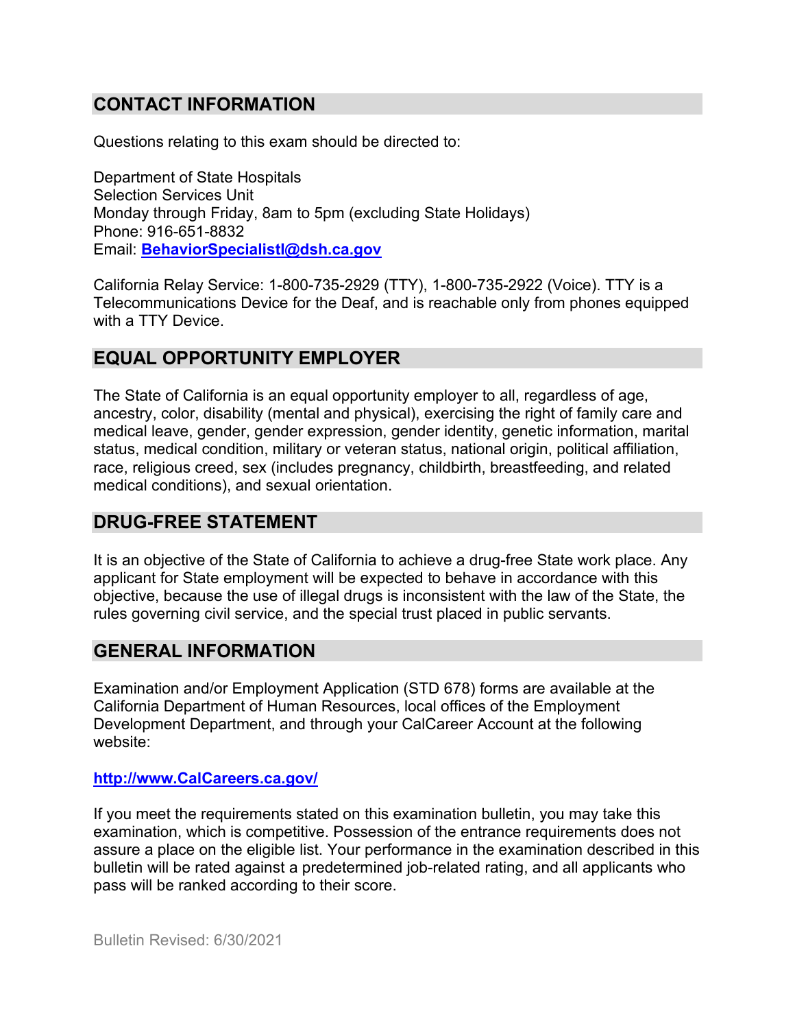## CONTACT INFORMATION

Questions relating to this exam should be directed to:

Department of State Hospitals
Selection Services Unit
Monday through Friday, 8am to 5pm (excluding State Holidays)
Phone: 916-651-8832
Email: **BehaviorSpecialistI@dsh.ca.gov**

California Relay Service: 1-800-735-2929 (TTY), 1-800-735-2922 (Voice). TTY is a Telecommunications Device for the Deaf, and is reachable only from phones equipped with a TTY Device.

## EQUAL OPPORTUNITY EMPLOYER

The State of California is an equal opportunity employer to all, regardless of age, ancestry, color, disability (mental and physical), exercising the right of family care and medical leave, gender, gender expression, gender identity, genetic information, marital status, medical condition, military or veteran status, national origin, political affiliation, race, religious creed, sex (includes pregnancy, childbirth, breastfeeding, and related medical conditions), and sexual orientation.

## DRUG-FREE STATEMENT

It is an objective of the State of California to achieve a drug-free State work place. Any applicant for State employment will be expected to behave in accordance with this objective, because the use of illegal drugs is inconsistent with the law of the State, the rules governing civil service, and the special trust placed in public servants.

## GENERAL INFORMATION

Examination and/or Employment Application (STD 678) forms are available at the California Department of Human Resources, local offices of the Employment Development Department, and through your CalCareer Account at the following website:

**http://www.CalCareers.ca.gov/**

If you meet the requirements stated on this examination bulletin, you may take this examination, which is competitive. Possession of the entrance requirements does not assure a place on the eligible list. Your performance in the examination described in this bulletin will be rated against a predetermined job-related rating, and all applicants who pass will be ranked according to their score.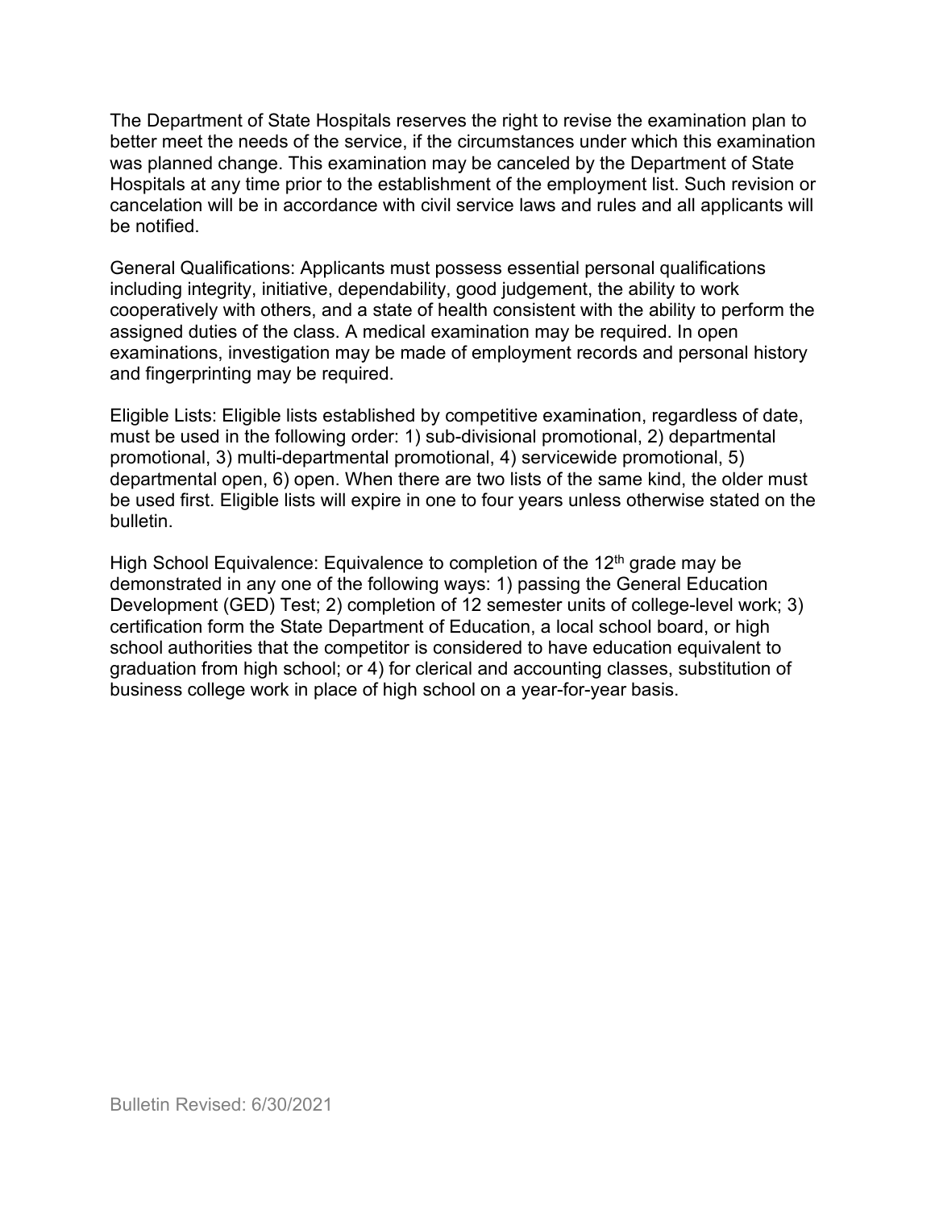The Department of State Hospitals reserves the right to revise the examination plan to better meet the needs of the service, if the circumstances under which this examination was planned change. This examination may be canceled by the Department of State Hospitals at any time prior to the establishment of the employment list. Such revision or cancelation will be in accordance with civil service laws and rules and all applicants will be notified.

General Qualifications: Applicants must possess essential personal qualifications including integrity, initiative, dependability, good judgement, the ability to work cooperatively with others, and a state of health consistent with the ability to perform the assigned duties of the class. A medical examination may be required. In open examinations, investigation may be made of employment records and personal history and fingerprinting may be required.

Eligible Lists: Eligible lists established by competitive examination, regardless of date, must be used in the following order: 1) sub-divisional promotional, 2) departmental promotional, 3) multi-departmental promotional, 4) servicewide promotional, 5) departmental open, 6) open. When there are two lists of the same kind, the older must be used first. Eligible lists will expire in one to four years unless otherwise stated on the bulletin.

High School Equivalence: Equivalence to completion of the 12th grade may be demonstrated in any one of the following ways: 1) passing the General Education Development (GED) Test; 2) completion of 12 semester units of college-level work; 3) certification form the State Department of Education, a local school board, or high school authorities that the competitor is considered to have education equivalent to graduation from high school; or 4) for clerical and accounting classes, substitution of business college work in place of high school on a year-for-year basis.

Bulletin Revised: 6/30/2021